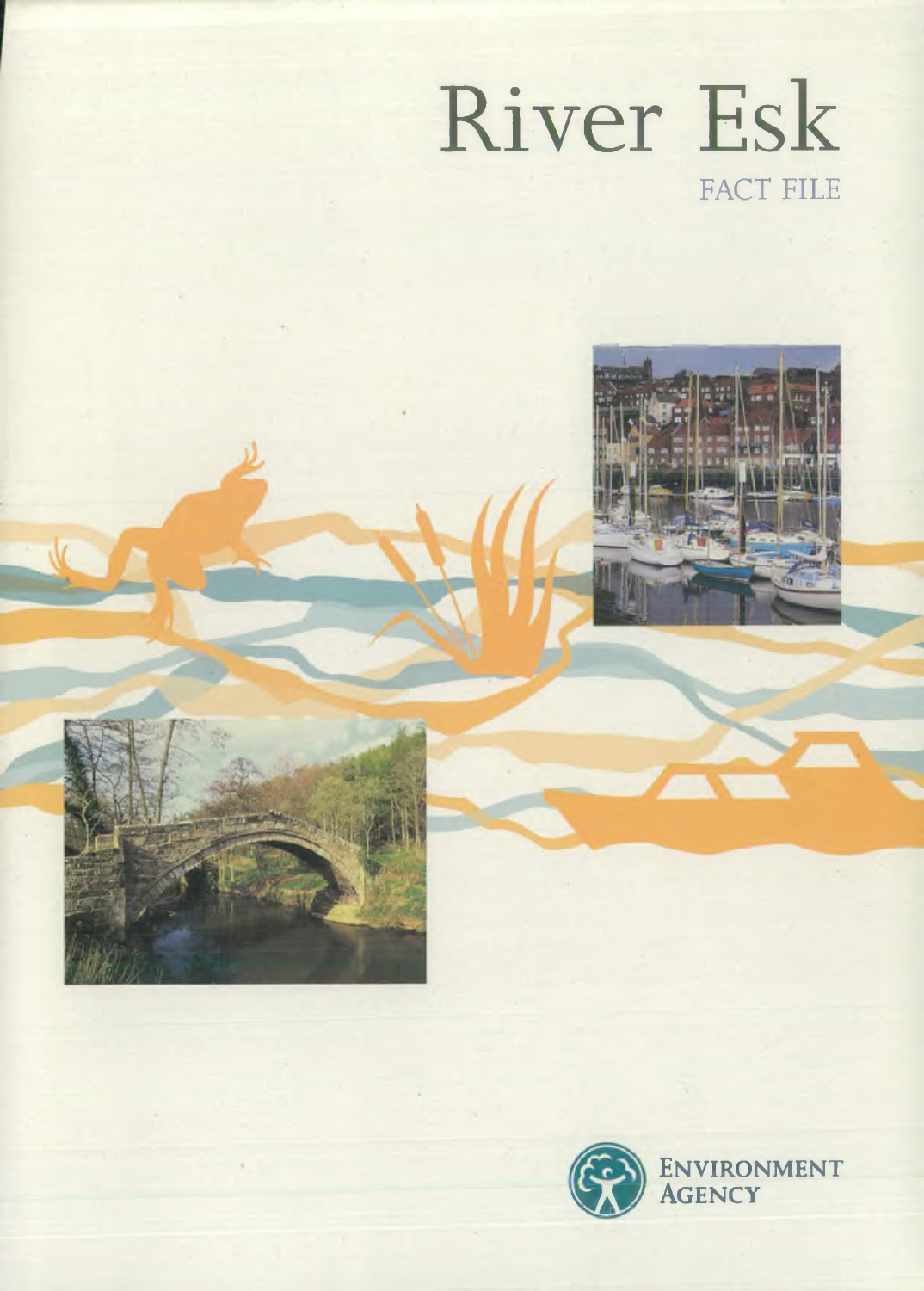# River Esk

FACT FILE

ENVIRONMENT AGENCY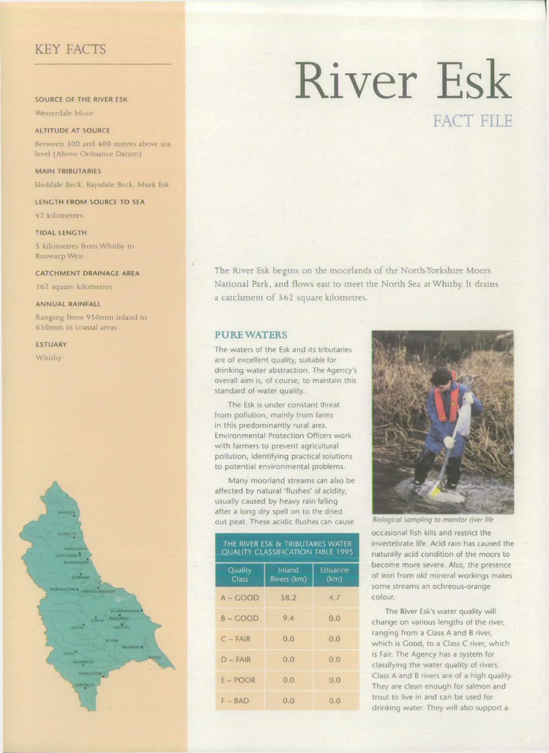# River Esk

## FACT FILE

## KEY FACTS

**SOURCE OF THE RIVER ESK**

Westerdale Moor

**ALTITUDE AT SOURCE**

Between 300 and 400 metres above sea level (Above Ordnance Datum)

**MAIN TRIBUTARIES**

Sleddale Beck, Baysdale Beck, Murk Esk

**LENGTH FROM SOURCE TO SEA**

42 kilometres

**TIDAL LENGTH**

5 kilometres from Whitby to Ruswarp Weir

**CATCHMENT DRAINAGE AREA**

362 square kilometres

**ANNUAL RAINFALL**

Ranging from 950mm inland to 650mm in coastal areas

**ESTUARY**

Whitby

The River Esk begins on the moorlands of the North Yorkshire Moors National Park, and flows east to meet the North Sea at Whitby. It drains a catchment of 362 square kilometres.

## PURE WATERS

The waters of the Esk and its tributaries are of excellent quality, suitable for drinking water abstraction. The Agency's overall aim is, of course, to maintain this standard of water quality.

The Esk is under constant threat from pollution, mainly from farms in this predominantly rural area. Environmental Protection Officers work with farmers to prevent agricultural pollution, identifying practical solutions to potential environmental problems.

Many moorland streams can also be affected by natural 'flushes' of acidity, usually caused by heavy rain falling after a long dry spell on to the dried out peat. These acidic flushes can cause occasional fish kills and restrict the invertebrate life. Acid rain has caused the naturally acid condition of the moors to become more severe. Also, the presence of iron from old mineral workings makes some streams an ochreous-orange colour.

*Biological sampling to monitor river life*

**THE RIVER ESK & TRIBUTARIES WATER QUALITY CLASSIFICATION TABLE 1995**

| Quality Class | Inland Rivers (km) | Estuarine (km) |
|---|---|---|
| A – GOOD | 58.2 | 4.7 |
| B – GOOD | 9.4 | 0.0 |
| C – FAIR | 0.0 | 0.0 |
| D – FAIR | 0.0 | 0.0 |
| E – POOR | 0.0 | 0.0 |
| F – BAD | 0.0 | 0.0 |

The River Esk's water quality will change on various lengths of the river, ranging from a Class A and B river, which is Good, to a Class C river, which is Fair. The Agency has a system for classifying the water quality of rivers. Class A and B rivers are of a high quality. They are clean enough for salmon and trout to live in and can be used for drinking water. They will also support a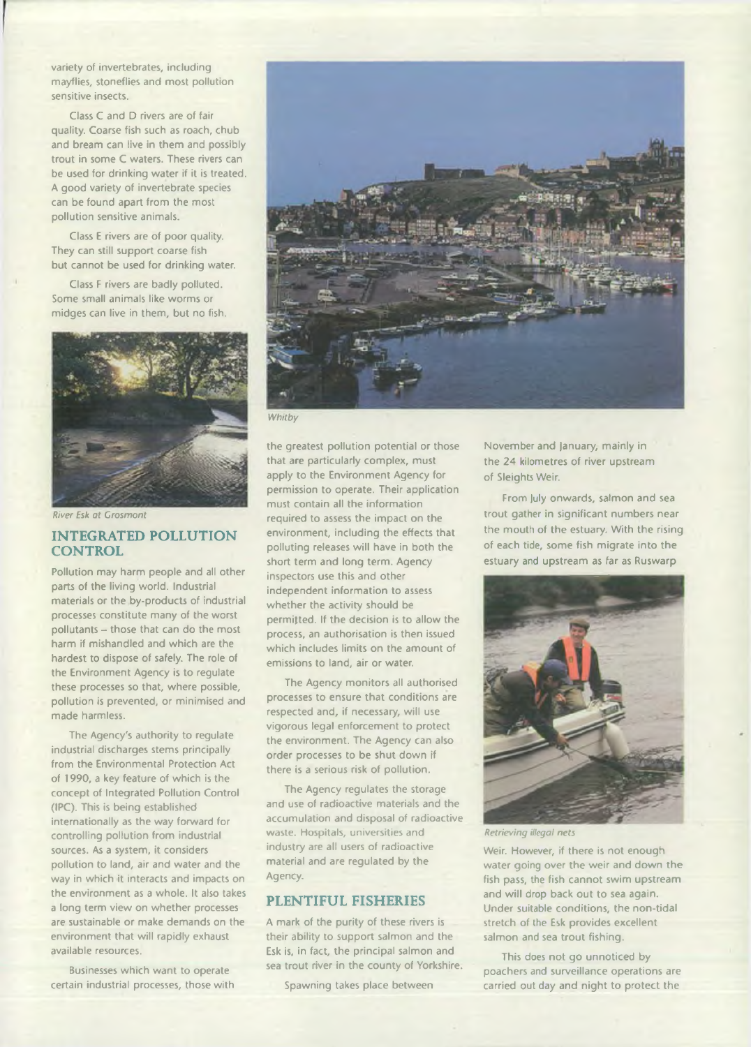variety of invertebrates, including mayflies, stoneflies and most pollution sensitive insects.

Class C and D rivers are of fair quality. Coarse fish such as roach, chub and bream can live in them and possibly trout in some C waters. These rivers can be used for drinking water if it is treated. A good variety of invertebrate species can be found apart from the most pollution sensitive animals.

Class E rivers are of poor quality. They can still support coarse fish but cannot be used for drinking water.

Class F rivers are badly polluted. Some small animals like worms or midges can live in them, but no fish.

*River Esk at Grosmont*

## INTEGRATED POLLUTION CONTROL

Pollution may harm people and all other parts of the living world. Industrial materials or the by-products of industrial processes constitute many of the worst pollutants – those that can do the most harm if mishandled and which are the hardest to dispose of safely. The role of the Environment Agency is to regulate these processes so that, where possible, pollution is prevented, or minimised and made harmless.

The Agency's authority to regulate industrial discharges stems principally from the Environmental Protection Act of 1990, a key feature of which is the concept of Integrated Pollution Control (IPC). This is being established internationally as the way forward for controlling pollution from industrial sources. As a system, it considers pollution to land, air and water and the way in which it interacts and impacts on the environment as a whole. It also takes a long term view on whether processes are sustainable or make demands on the environment that will rapidly exhaust available resources.

Businesses which want to operate certain industrial processes, those with the greatest pollution potential or those that are particularly complex, must apply to the Environment Agency for permission to operate. Their application must contain all the information required to assess the impact on the environment, including the effects that polluting releases will have in both the short term and long term. Agency inspectors use this and other independent information to assess whether the activity should be permitted. If the decision is to allow the process, an authorisation is then issued which includes limits on the amount of emissions to land, air or water.

*Whitby*

The Agency monitors all authorised processes to ensure that conditions are respected and, if necessary, will use vigorous legal enforcement to protect the environment. The Agency can also order processes to be shut down if there is a serious risk of pollution.

The Agency regulates the storage and use of radioactive materials and the accumulation and disposal of radioactive waste. Hospitals, universities and industry are all users of radioactive material and are regulated by the Agency.

## PLENTIFUL FISHERIES

A mark of the purity of these rivers is their ability to support salmon and the Esk is, in fact, the principal salmon and sea trout river in the county of Yorkshire.

Spawning takes place between November and January, mainly in the 24 kilometres of river upstream of Sleights Weir.

From July onwards, salmon and sea trout gather in significant numbers near the mouth of the estuary. With the rising of each tide, some fish migrate into the estuary and upstream as far as Ruswarp Weir. However, if there is not enough water going over the weir and down the fish pass, the fish cannot swim upstream and will drop back out to sea again. Under suitable conditions, the non-tidal stretch of the Esk provides excellent salmon and sea trout fishing.

*Retrieving illegal nets*

This does not go unnoticed by poachers and surveillance operations are carried out day and night to protect the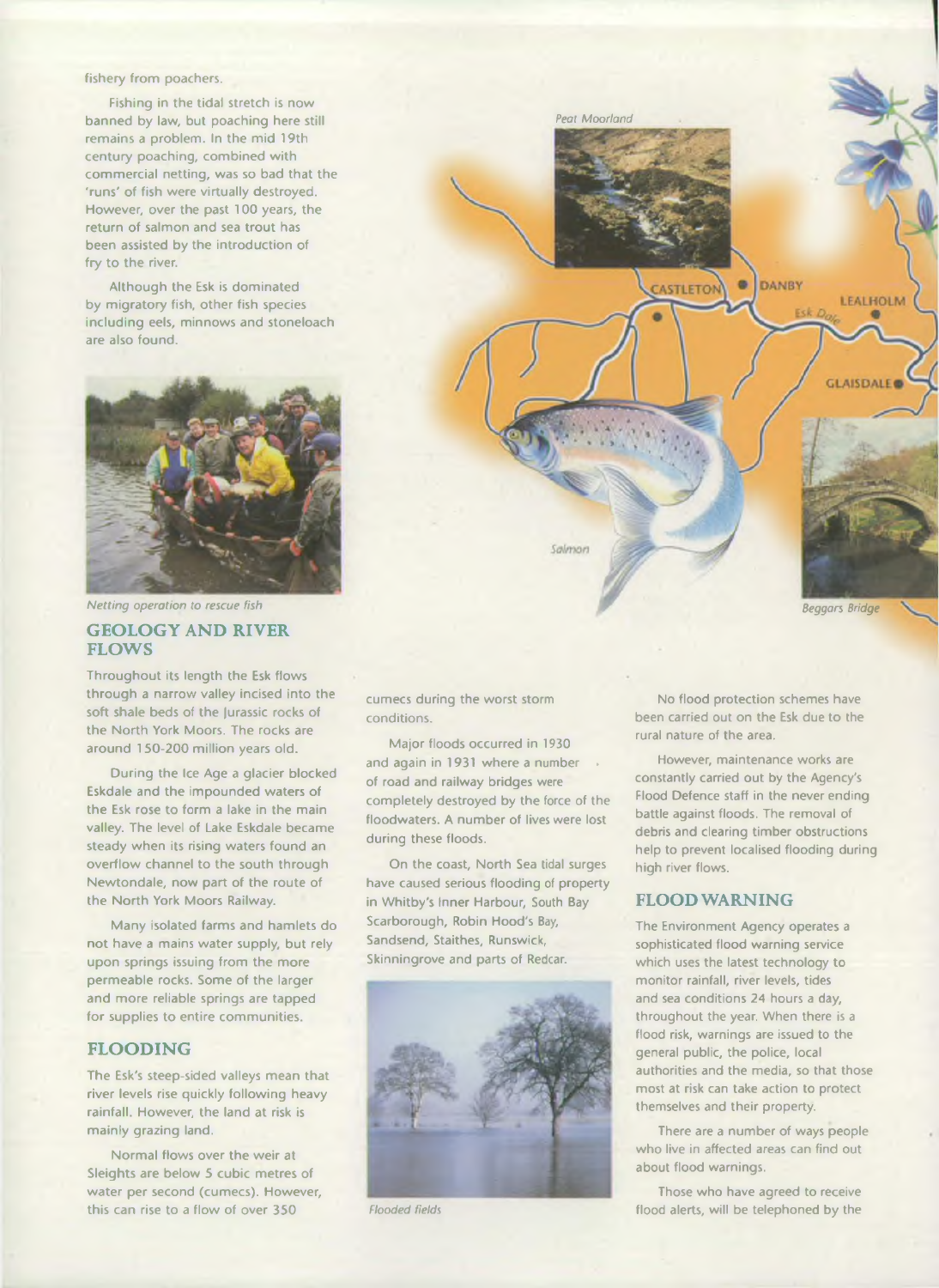fishery from poachers.

Fishing in the tidal stretch is now banned by law, but poaching here still remains a problem. In the mid 19th century poaching, combined with commercial netting, was so bad that the 'runs' of fish were virtually destroyed. However, over the past 100 years, the return of salmon and sea trout has been assisted by the introduction of fry to the river.

Although the Esk is dominated by migratory fish, other fish species including eels, minnows and stoneloach are also found.

*Netting operation to rescue fish*

*Peat Moorland*

CASTLETON DANBY LEALHOLM *Esk Dale* GLAISDALE

*Salmon*

*Beggars Bridge*

## GEOLOGY AND RIVER FLOWS

Throughout its length the Esk flows through a narrow valley incised into the soft shale beds of the Jurassic rocks of the North York Moors. The rocks are around 150-200 million years old.

During the Ice Age a glacier blocked Eskdale and the impounded waters of the Esk rose to form a lake in the main valley. The level of Lake Eskdale became steady when its rising waters found an overflow channel to the south through Newtondale, now part of the route of the North York Moors Railway.

Many isolated farms and hamlets do not have a mains water supply, but rely upon springs issuing from the more permeable rocks. Some of the larger and more reliable springs are tapped for supplies to entire communities.

## FLOODING

The Esk's steep-sided valleys mean that river levels rise quickly following heavy rainfall. However, the land at risk is mainly grazing land.

Normal flows over the weir at Sleights are below 5 cubic metres of water per second (cumecs). However, this can rise to a flow of over 350 cumecs during the worst storm conditions.

Major floods occurred in 1930 and again in 1931 where a number of road and railway bridges were completely destroyed by the force of the floodwaters. A number of lives were lost during these floods.

On the coast, North Sea tidal surges have caused serious flooding of property in Whitby's Inner Harbour, South Bay Scarborough, Robin Hood's Bay, Sandsend, Staithes, Runswick, Skinningrove and parts of Redcar.

*Flooded fields*

No flood protection schemes have been carried out on the Esk due to the rural nature of the area.

However, maintenance works are constantly carried out by the Agency's Flood Defence staff in the never ending battle against floods. The removal of debris and clearing timber obstructions help to prevent localised flooding during high river flows.

## FLOOD WARNING

The Environment Agency operates a sophisticated flood warning service which uses the latest technology to monitor rainfall, river levels, tides and sea conditions 24 hours a day, throughout the year. When there is a flood risk, warnings are issued to the general public, the police, local authorities and the media, so that those most at risk can take action to protect themselves and their property.

There are a number of ways people who live in affected areas can find out about flood warnings.

Those who have agreed to receive flood alerts, will be telephoned by the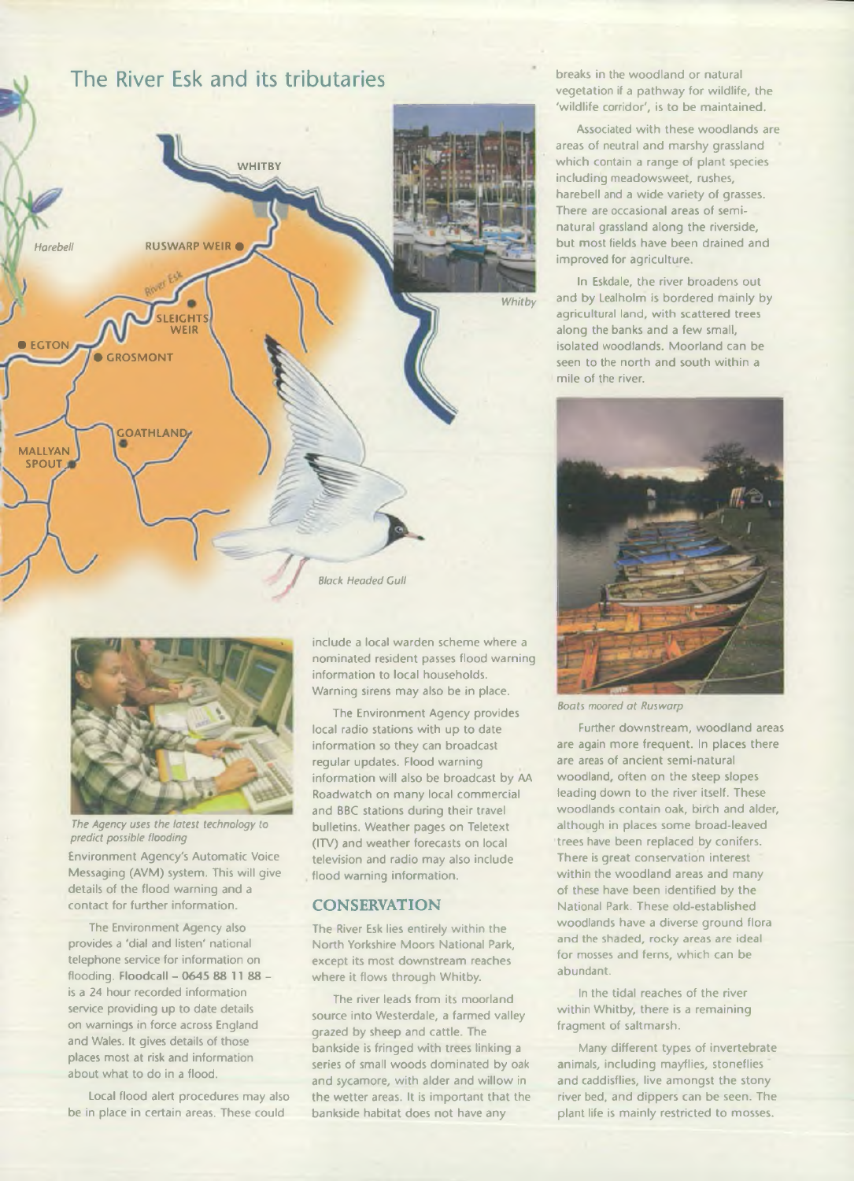## The River Esk and its tributaries

Harebell

WHITBY

RUSWARP WEIR

River Esk

SLEIGHTS WEIR

EGTON

GROSMONT

GOATHLAND

MALLYAN SPOUT

Whitby

Black Headed Gull

The Agency uses the latest technology to predict possible flooding

Environment Agency's Automatic Voice Messaging (AVM) system. This will give details of the flood warning and a contact for further information.

The Environment Agency also provides a 'dial and listen' national telephone service for information on flooding. **Floodcall – 0645 88 11 88** – is a 24 hour recorded information service providing up to date details on warnings in force across England and Wales. It gives details of those places most at risk and information about what to do in a flood.

Local flood alert procedures may also be in place in certain areas. These could include a local warden scheme where a nominated resident passes flood warning information to local households. Warning sirens may also be in place.

The Environment Agency provides local radio stations with up to date information so they can broadcast regular updates. Flood warning information will also be broadcast by AA Roadwatch on many local commercial and BBC stations during their travel bulletins. Weather pages on Teletext (ITV) and weather forecasts on local television and radio may also include flood warning information.

### CONSERVATION

The River Esk lies entirely within the North Yorkshire Moors National Park, except its most downstream reaches where it flows through Whitby.

The river leads from its moorland source into Westerdale, a farmed valley grazed by sheep and cattle. The bankside is fringed with trees linking a series of small woods dominated by oak and sycamore, with alder and willow in the wetter areas. It is important that the bankside habitat does not have any breaks in the woodland or natural vegetation if a pathway for wildlife, the 'wildlife corridor', is to be maintained.

Associated with these woodlands are areas of neutral and marshy grassland which contain a range of plant species including meadowsweet, rushes, harebell and a wide variety of grasses. There are occasional areas of semi-natural grassland along the riverside, but most fields have been drained and improved for agriculture.

In Eskdale, the river broadens out and by Lealholm is bordered mainly by agricultural land, with scattered trees along the banks and a few small, isolated woodlands. Moorland can be seen to the north and south within a mile of the river.

Boats moored at Ruswarp

Further downstream, woodland areas are again more frequent. In places there are areas of ancient semi-natural woodland, often on the steep slopes leading down to the river itself. These woodlands contain oak, birch and alder, although in places some broad-leaved trees have been replaced by conifers. There is great conservation interest within the woodland areas and many of these have been identified by the National Park. These old-established woodlands have a diverse ground flora and the shaded, rocky areas are ideal for mosses and ferns, which can be abundant.

In the tidal reaches of the river within Whitby, there is a remaining fragment of saltmarsh.

Many different types of invertebrate animals, including mayflies, stoneflies and caddisflies, live amongst the stony river bed, and dippers can be seen. The plant life is mainly restricted to mosses.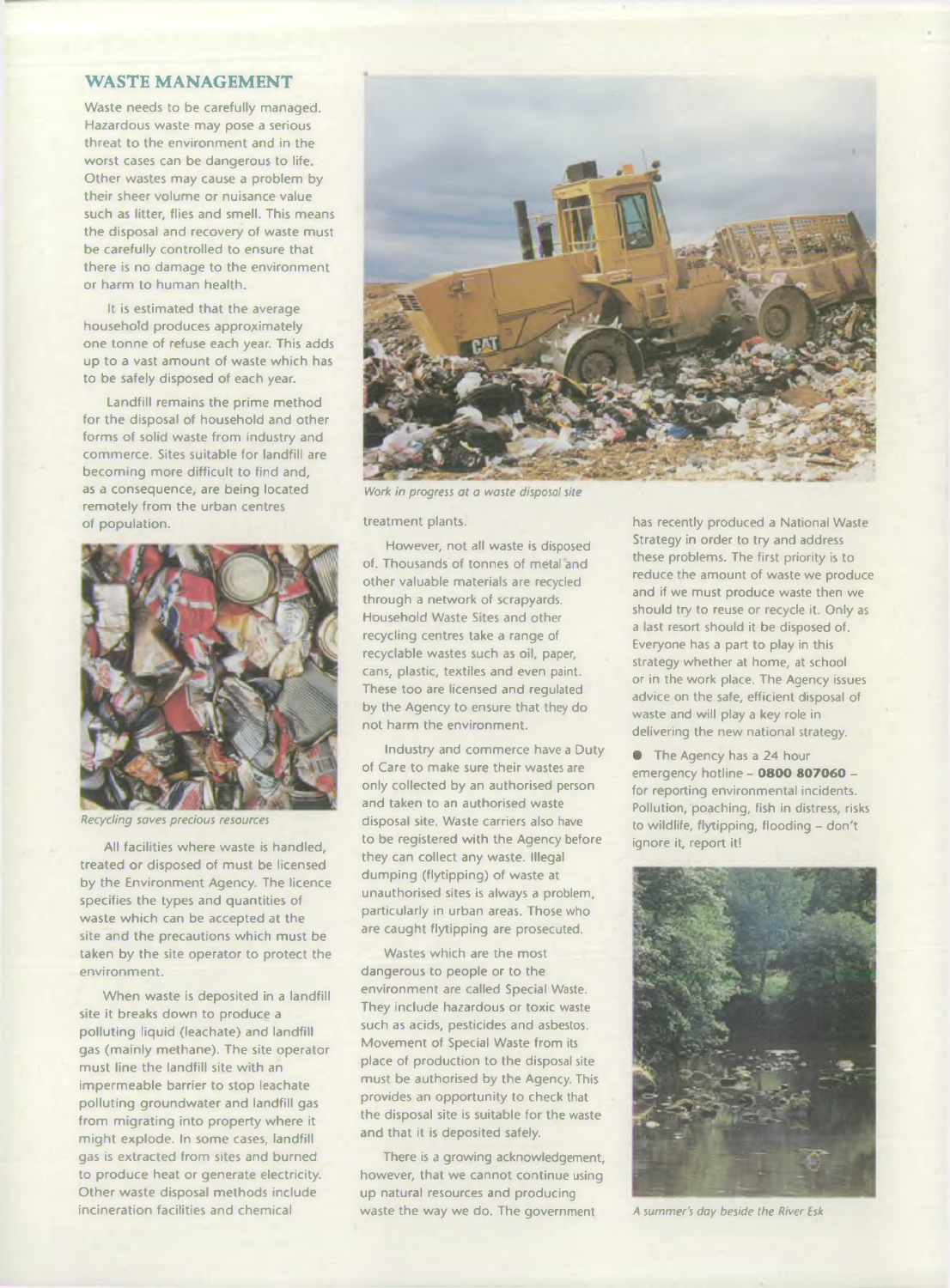## WASTE MANAGEMENT

Waste needs to be carefully managed. Hazardous waste may pose a serious threat to the environment and in the worst cases can be dangerous to life. Other wastes may cause a problem by their sheer volume or nuisance value such as litter, flies and smell. This means the disposal and recovery of waste must be carefully controlled to ensure that there is no damage to the environment or harm to human health.

It is estimated that the average household produces approximately one tonne of refuse each year. This adds up to a vast amount of waste which has to be safely disposed of each year.

Landfill remains the prime method for the disposal of household and other forms of solid waste from industry and commerce. Sites suitable for landfill are becoming more difficult to find and, as a consequence, are being located remotely from the urban centres of population.

*Recycling saves precious resources*

All facilities where waste is handled, treated or disposed of must be licensed by the Environment Agency. The licence specifies the types and quantities of waste which can be accepted at the site and the precautions which must be taken by the site operator to protect the environment.

When waste is deposited in a landfill site it breaks down to produce a polluting liquid (leachate) and landfill gas (mainly methane). The site operator must line the landfill site with an impermeable barrier to stop leachate polluting groundwater and landfill gas from migrating into property where it might explode. In some cases, landfill gas is extracted from sites and burned to produce heat or generate electricity. Other waste disposal methods include incineration facilities and chemical treatment plants.

*Work in progress at a waste disposal site*

However, not all waste is disposed of. Thousands of tonnes of metal and other valuable materials are recycled through a network of scrapyards. Household Waste Sites and other recycling centres take a range of recyclable wastes such as oil, paper, cans, plastic, textiles and even paint. These too are licensed and regulated by the Agency to ensure that they do not harm the environment.

Industry and commerce have a Duty of Care to make sure their wastes are only collected by an authorised person and taken to an authorised waste disposal site. Waste carriers also have to be registered with the Agency before they can collect any waste. Illegal dumping (flytipping) of waste at unauthorised sites is always a problem, particularly in urban areas. Those who are caught flytipping are prosecuted.

Wastes which are the most dangerous to people or to the environment are called Special Waste. They include hazardous or toxic waste such as acids, pesticides and asbestos. Movement of Special Waste from its place of production to the disposal site must be authorised by the Agency. This provides an opportunity to check that the disposal site is suitable for the waste and that it is deposited safely.

There is a growing acknowledgement, however, that we cannot continue using up natural resources and producing waste the way we do. The government has recently produced a National Waste Strategy in order to try and address these problems. The first priority is to reduce the amount of waste we produce and if we must produce waste then we should try to reuse or recycle it. Only as a last resort should it be disposed of. Everyone has a part to play in this strategy whether at home, at school or in the work place. The Agency issues advice on the safe, efficient disposal of waste and will play a key role in delivering the new national strategy.

- The Agency has a 24 hour emergency hotline – **0800 807060** – for reporting environmental incidents. Pollution, poaching, fish in distress, risks to wildlife, flytipping, flooding – don't ignore it, report it!

*A summer's day beside the River Esk*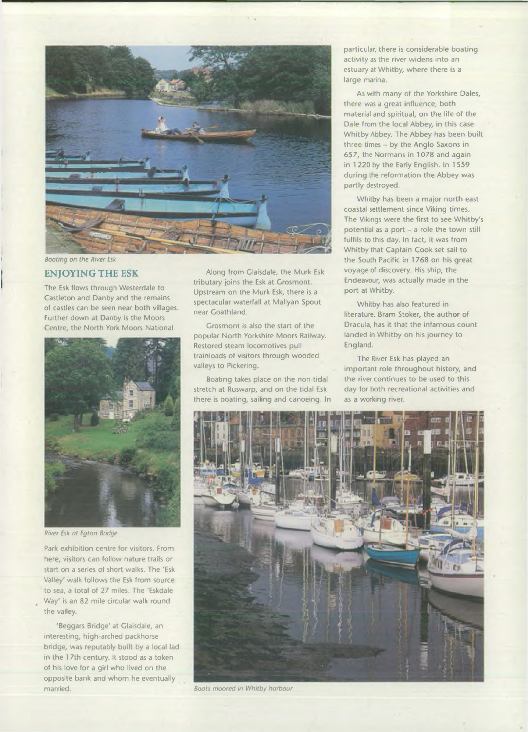*Boating on the River Esk*

## ENJOYING THE ESK

The Esk flows through Westerdale to Castleton and Danby and the remains of castles can be seen near both villages. Further down at Danby is the Moors Centre, the North York Moors National Park exhibition centre for visitors. From here, visitors can follow nature trails or start on a series of short walks. The 'Esk Valley' walk follows the Esk from source to sea, a total of 27 miles. The 'Eskdale Way' is an 82 mile circular walk round the valley.

*River Esk at Egton Bridge*

'Beggars Bridge' at Glaisdale, an interesting, high-arched packhorse bridge, was reputably built by a local lad in the 17th century. It stood as a token of his love for a girl who lived on the opposite bank and whom he eventually married.

Along from Glaisdale, the Murk Esk tributary joins the Esk at Grosmont. Upstream on the Murk Esk, there is a spectacular waterfall at Mallyan Spout near Goathland.

Grosmont is also the start of the popular North Yorkshire Moors Railway. Restored steam locomotives pull trainloads of visitors through wooded valleys to Pickering.

Boating takes place on the non-tidal stretch at Ruswarp, and on the tidal Esk there is boating, sailing and canoeing. In particular, there is considerable boating activity as the river widens into an estuary at Whitby, where there is a large marina.

As with many of the Yorkshire Dales, there was a great influence, both material and spiritual, on the life of the Dale from the local Abbey, in this case Whitby Abbey. The Abbey has been built three times – by the Anglo Saxons in 657, the Normans in 1078 and again in 1220 by the Early English. In 1559 during the reformation the Abbey was partly destroyed.

Whitby has been a major north east coastal settlement since Viking times. The Vikings were the first to see Whitby's potential as a port – a role the town still fulfils to this day. In fact, it was from Whitby that Captain Cook set sail to the South Pacific in 1768 on his great voyage of discovery. His ship, the Endeavour, was actually made in the port at Whitby.

Whitby has also featured in literature. Bram Stoker, the author of Dracula, has it that the infamous count landed in Whitby on his journey to England.

The River Esk has played an important role throughout history, and the river continues to be used to this day for both recreational activities and as a working river.

*Boats moored in Whitby harbour*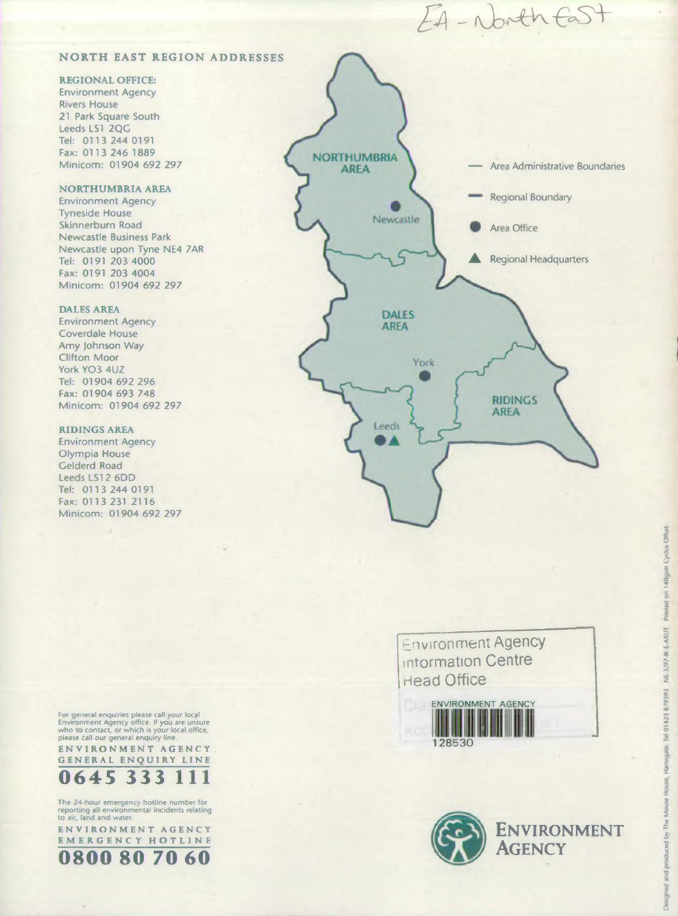EA - North East

## NORTH EAST REGION ADDRESSES

### REGIONAL OFFICE:

Environment Agency
Rivers House
21 Park Square South
Leeds LS1 2QG
Tel: 0113 244 0191
Fax: 0113 246 1889
Minicom: 01904 692 297

### NORTHUMBRIA AREA

Environment Agency
Tyneside House
Skinnerburn Road
Newcastle Business Park
Newcastle upon Tyne NE4 7AR
Tel: 0191 203 4000
Fax: 0191 203 4004
Minicom: 01904 692 297

### DALES AREA

Environment Agency
Coverdale House
Amy Johnson Way
Clifton Moor
York YO3 4UZ
Tel: 01904 692 296
Fax: 01904 693 748
Minicom: 01904 692 297

### RIDINGS AREA

Environment Agency
Olympia House
Gelderd Road
Leeds LS12 6DD
Tel: 0113 244 0191
Fax: 0113 231 2116
Minicom: 01904 692 297

NORTHUMBRIA AREA
Newcastle
DALES AREA
York
RIDINGS AREA
Leeds

Area Administrative Boundaries
Regional Boundary
Area Office
Regional Headquarters

For general enquiries please call your local Environment Agency office. If you are unsure who to contact, or which is your local office, please call our general enquiry line.

**ENVIRONMENT AGENCY GENERAL ENQUIRY LINE**

# 0645 333 111

The 24-hour emergency hotline number for reporting all environmental incidents relating to air, land and water.

**ENVIRONMENT AGENCY EMERGENCY HOTLINE**

# 0800 80 70 60

Environment Agency
Information Centre
Head Office

ENVIRONMENT AGENCY
128530

ENVIRONMENT AGENCY

Designed and produced by The Mouse House, Harrogate. Tel 01423 879393 NE-3/97-8K-E-AXUT Printed on 140gsm Cyclus Offset.